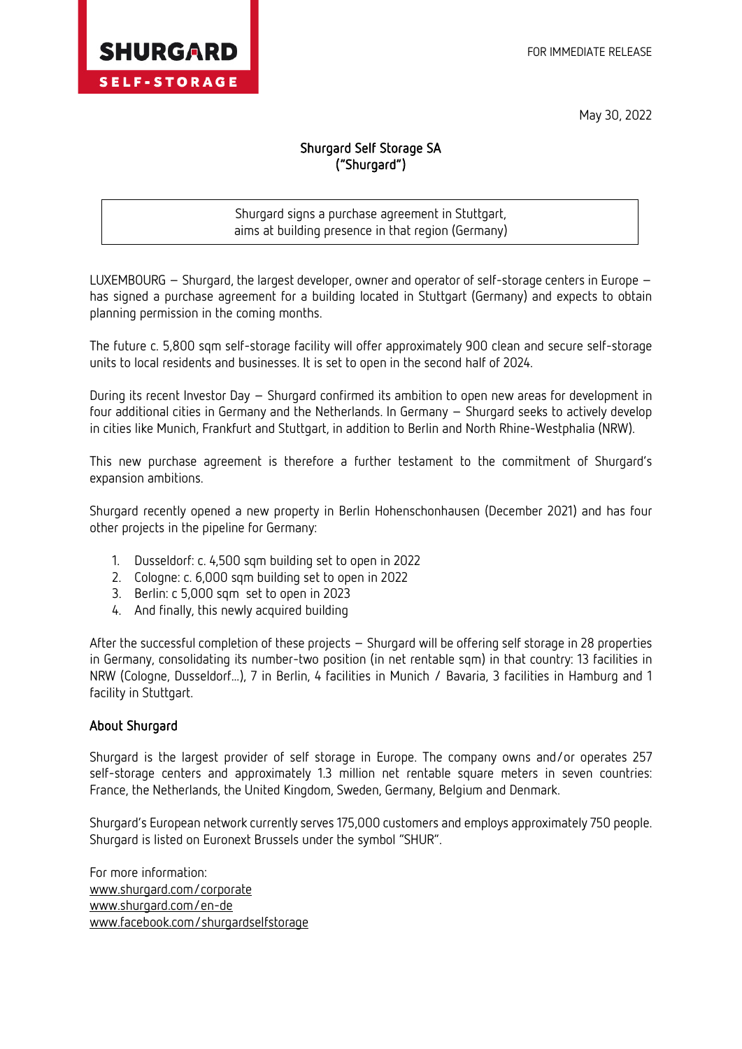SHURGARD SELF-STORAGE

FOR IMMEDIATE RELEASE

May 30, 2022

# Shurgard Self Storage SA
# ("Shurgard")

Shurgard signs a purchase agreement in Stuttgart, aims at building presence in that region (Germany)

LUXEMBOURG – Shurgard, the largest developer, owner and operator of self-storage centers in Europe – has signed a purchase agreement for a building located in Stuttgart (Germany) and expects to obtain planning permission in the coming months.

The future c. 5,800 sqm self-storage facility will offer approximately 900 clean and secure self-storage units to local residents and businesses. It is set to open in the second half of 2024.

During its recent Investor Day – Shurgard confirmed its ambition to open new areas for development in four additional cities in Germany and the Netherlands. In Germany – Shurgard seeks to actively develop in cities like Munich, Frankfurt and Stuttgart, in addition to Berlin and North Rhine-Westphalia (NRW).

This new purchase agreement is therefore a further testament to the commitment of Shurgard's expansion ambitions.

Shurgard recently opened a new property in Berlin Hohenschonhausen (December 2021) and has four other projects in the pipeline for Germany:

1. Dusseldorf: c. 4,500 sqm building set to open in 2022
2. Cologne: c. 6,000 sqm building set to open in 2022
3. Berlin: c 5,000 sqm set to open in 2023
4. And finally, this newly acquired building

After the successful completion of these projects – Shurgard will be offering self storage in 28 properties in Germany, consolidating its number-two position (in net rentable sqm) in that country: 13 facilities in NRW (Cologne, Dusseldorf…), 7 in Berlin, 4 facilities in Munich / Bavaria, 3 facilities in Hamburg and 1 facility in Stuttgart.

## About Shurgard

Shurgard is the largest provider of self storage in Europe. The company owns and/or operates 257 self-storage centers and approximately 1.3 million net rentable square meters in seven countries: France, the Netherlands, the United Kingdom, Sweden, Germany, Belgium and Denmark.

Shurgard's European network currently serves 175,000 customers and employs approximately 750 people. Shurgard is listed on Euronext Brussels under the symbol "SHUR".

For more information:
www.shurgard.com/corporate
www.shurgard.com/en-de
www.facebook.com/shurgardselfstorage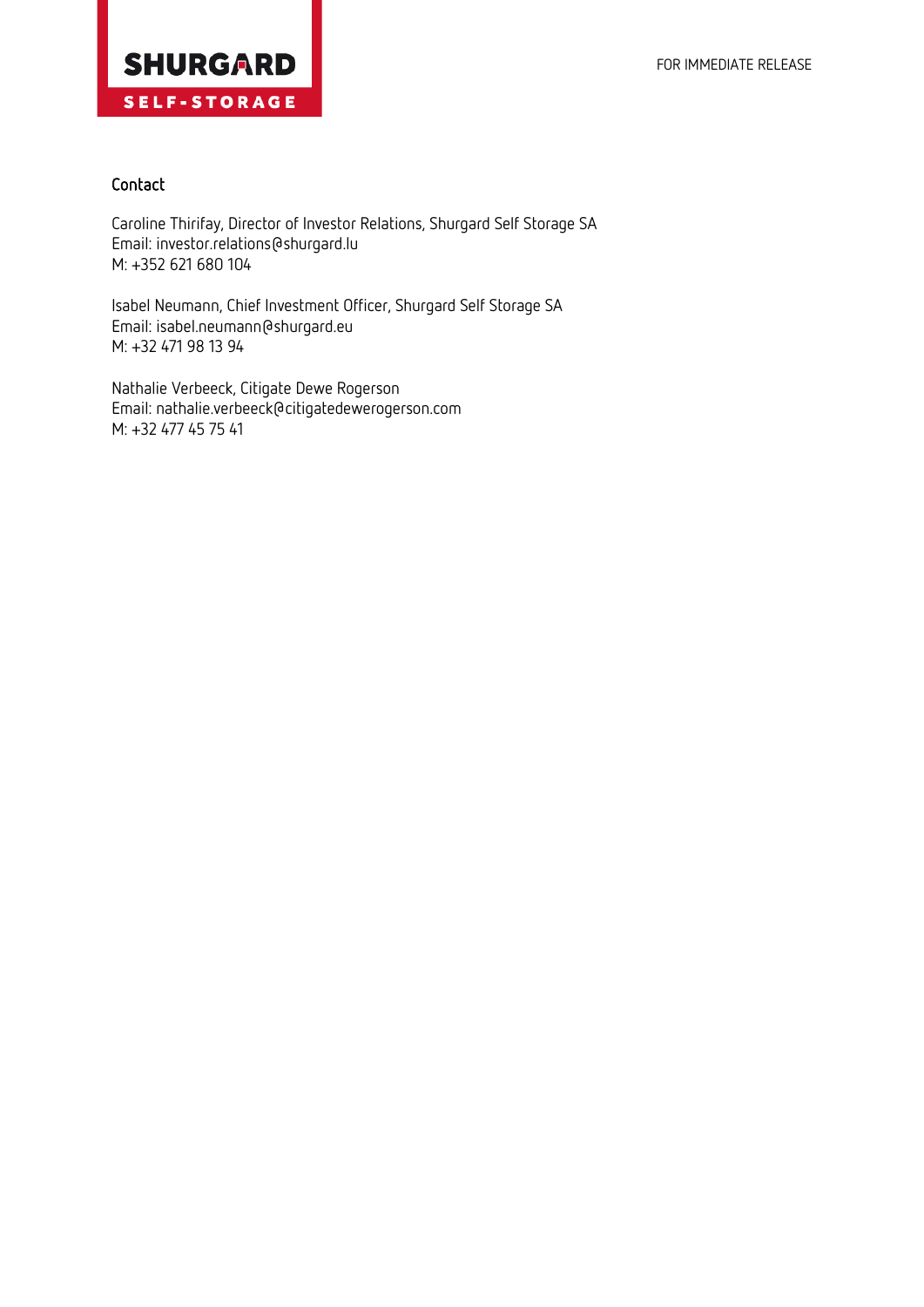### Contact

Caroline Thirifay, Director of Investor Relations, Shurgard Self Storage SA
Email: investor.relations@shurgard.lu
M: +352 621 680 104

Isabel Neumann, Chief Investment Officer, Shurgard Self Storage SA
Email: isabel.neumann@shurgard.eu
M: +32 471 98 13 94

Nathalie Verbeeck, Citigate Dewe Rogerson
Email: nathalie.verbeeck@citigatedewerogerson.com
M: +32 477 45 75 41